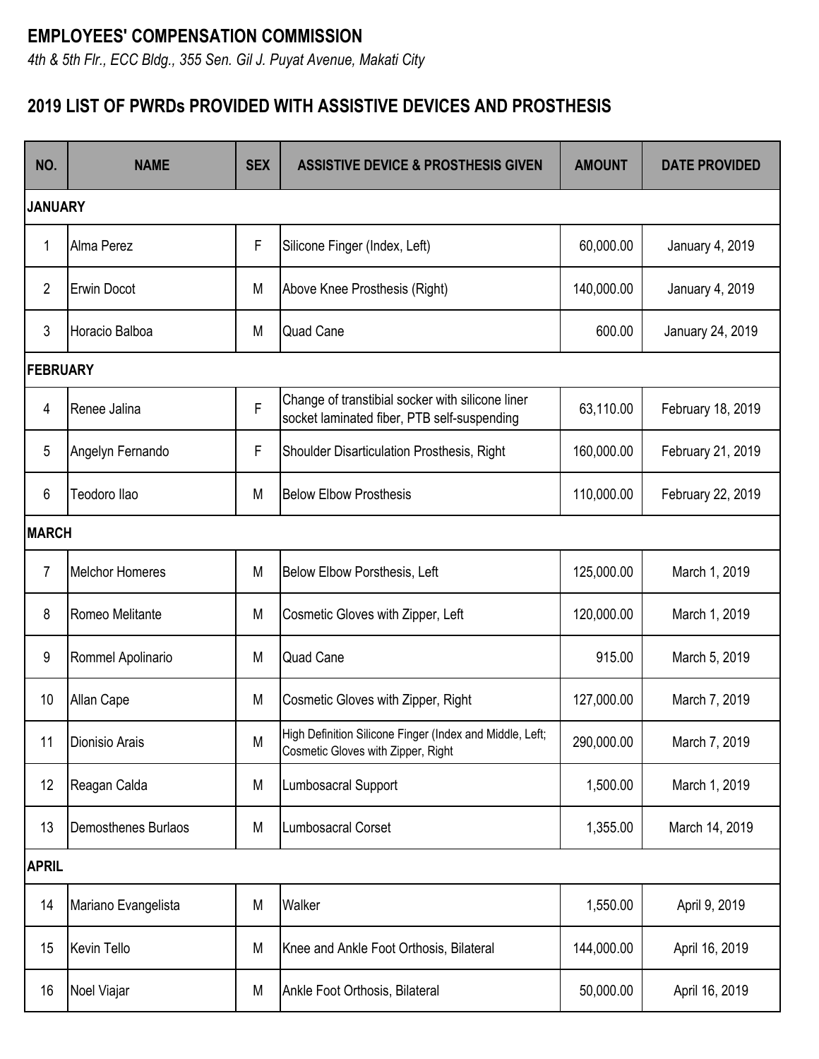## EMPLOYEES' COMPENSATION COMMISSION

*4th & 5th Flr., ECC Bldg., 355 Sen. Gil J. Puyat Avenue, Makati City*

## 2019 LIST OF PWRDs PROVIDED WITH ASSISTIVE DEVICES AND PROSTHESIS

| NO. | NAME | SEX | ASSISTIVE DEVICE & PROSTHESIS GIVEN | AMOUNT | DATE PROVIDED |
|---|---|---|---|---|---|
| **JANUARY** | | | | | |
| 1 | Alma Perez | F | Silicone Finger (Index, Left) | 60,000.00 | January 4, 2019 |
| 2 | Erwin Docot | M | Above Knee Prosthesis (Right) | 140,000.00 | January 4, 2019 |
| 3 | Horacio Balboa | M | Quad Cane | 600.00 | January 24, 2019 |
| **FEBRUARY** | | | | | |
| 4 | Renee Jalina | F | Change of transtibial socker with silicone liner socket laminated fiber, PTB self-suspending | 63,110.00 | February 18, 2019 |
| 5 | Angelyn Fernando | F | Shoulder Disarticulation Prosthesis, Right | 160,000.00 | February 21, 2019 |
| 6 | Teodoro Ilao | M | Below Elbow Prosthesis | 110,000.00 | February 22, 2019 |
| **MARCH** | | | | | |
| 7 | Melchor Homeres | M | Below Elbow Porsthesis, Left | 125,000.00 | March 1, 2019 |
| 8 | Romeo Melitante | M | Cosmetic Gloves with Zipper, Left | 120,000.00 | March 1, 2019 |
| 9 | Rommel Apolinario | M | Quad Cane | 915.00 | March 5, 2019 |
| 10 | Allan Cape | M | Cosmetic Gloves with Zipper, Right | 127,000.00 | March 7, 2019 |
| 11 | Dionisio Arais | M | High Definition Silicone Finger (Index and Middle, Left; Cosmetic Gloves with Zipper, Right | 290,000.00 | March 7, 2019 |
| 12 | Reagan Calda | M | Lumbosacral Support | 1,500.00 | March 1, 2019 |
| 13 | Demosthenes Burlaos | M | Lumbosacral Corset | 1,355.00 | March 14, 2019 |
| **APRIL** | | | | | |
| 14 | Mariano Evangelista | M | Walker | 1,550.00 | April 9, 2019 |
| 15 | Kevin Tello | M | Knee and Ankle Foot Orthosis, Bilateral | 144,000.00 | April 16, 2019 |
| 16 | Noel Viajar | M | Ankle Foot Orthosis, Bilateral | 50,000.00 | April 16, 2019 |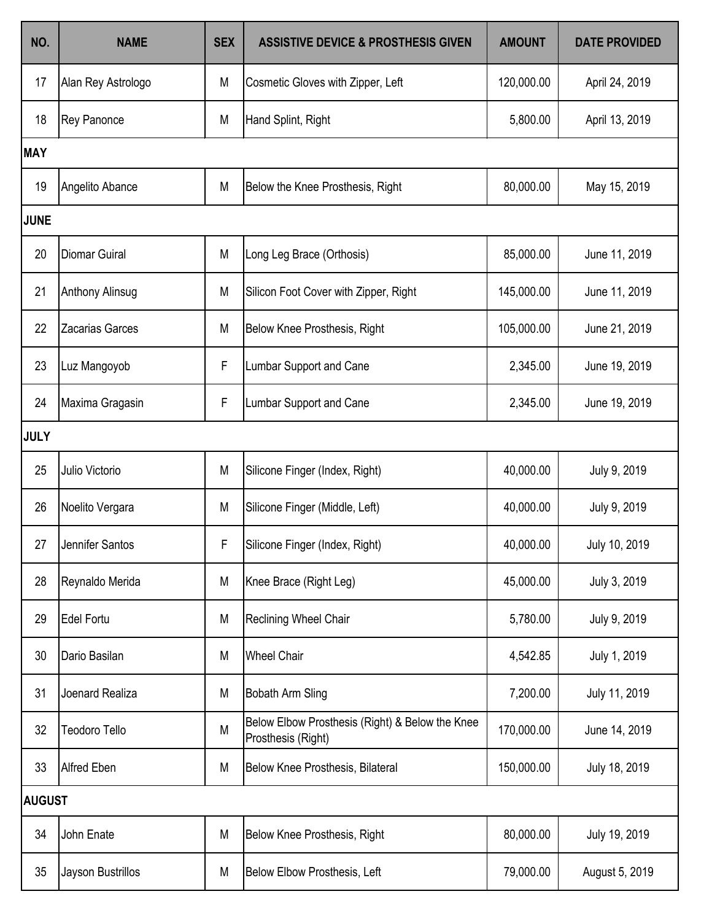| NO. | NAME | SEX | ASSISTIVE DEVICE & PROSTHESIS GIVEN | AMOUNT | DATE PROVIDED |
|---|---|---|---|---|---|
| 17 | Alan Rey Astrologo | M | Cosmetic Gloves with Zipper, Left | 120,000.00 | April 24, 2019 |
| 18 | Rey Panonce | M | Hand Splint, Right | 5,800.00 | April 13, 2019 |
| **MAY** | | | | | |
| 19 | Angelito Abance | M | Below the Knee Prosthesis, Right | 80,000.00 | May 15, 2019 |
| **JUNE** | | | | | |
| 20 | Diomar Guiral | M | Long Leg Brace (Orthosis) | 85,000.00 | June 11, 2019 |
| 21 | Anthony Alinsug | M | Silicon Foot Cover with Zipper, Right | 145,000.00 | June 11, 2019 |
| 22 | Zacarias Garces | M | Below Knee Prosthesis, Right | 105,000.00 | June 21, 2019 |
| 23 | Luz Mangoyob | F | Lumbar Support and Cane | 2,345.00 | June 19, 2019 |
| 24 | Maxima Gragasin | F | Lumbar Support and Cane | 2,345.00 | June 19, 2019 |
| **JULY** | | | | | |
| 25 | Julio Victorio | M | Silicone Finger (Index, Right) | 40,000.00 | July 9, 2019 |
| 26 | Noelito Vergara | M | Silicone Finger (Middle, Left) | 40,000.00 | July 9, 2019 |
| 27 | Jennifer Santos | F | Silicone Finger (Index, Right) | 40,000.00 | July 10, 2019 |
| 28 | Reynaldo Merida | M | Knee Brace (Right Leg) | 45,000.00 | July 3, 2019 |
| 29 | Edel Fortu | M | Reclining Wheel Chair | 5,780.00 | July 9, 2019 |
| 30 | Dario Basilan | M | Wheel Chair | 4,542.85 | July 1, 2019 |
| 31 | Joenard Realiza | M | Bobath Arm Sling | 7,200.00 | July 11, 2019 |
| 32 | Teodoro Tello | M | Below Elbow Prosthesis (Right) & Below the Knee Prosthesis (Right) | 170,000.00 | June 14, 2019 |
| 33 | Alfred Eben | M | Below Knee Prosthesis, Bilateral | 150,000.00 | July 18, 2019 |
| **AUGUST** | | | | | |
| 34 | John Enate | M | Below Knee Prosthesis, Right | 80,000.00 | July 19, 2019 |
| 35 | Jayson Bustrillos | M | Below Elbow Prosthesis, Left | 79,000.00 | August 5, 2019 |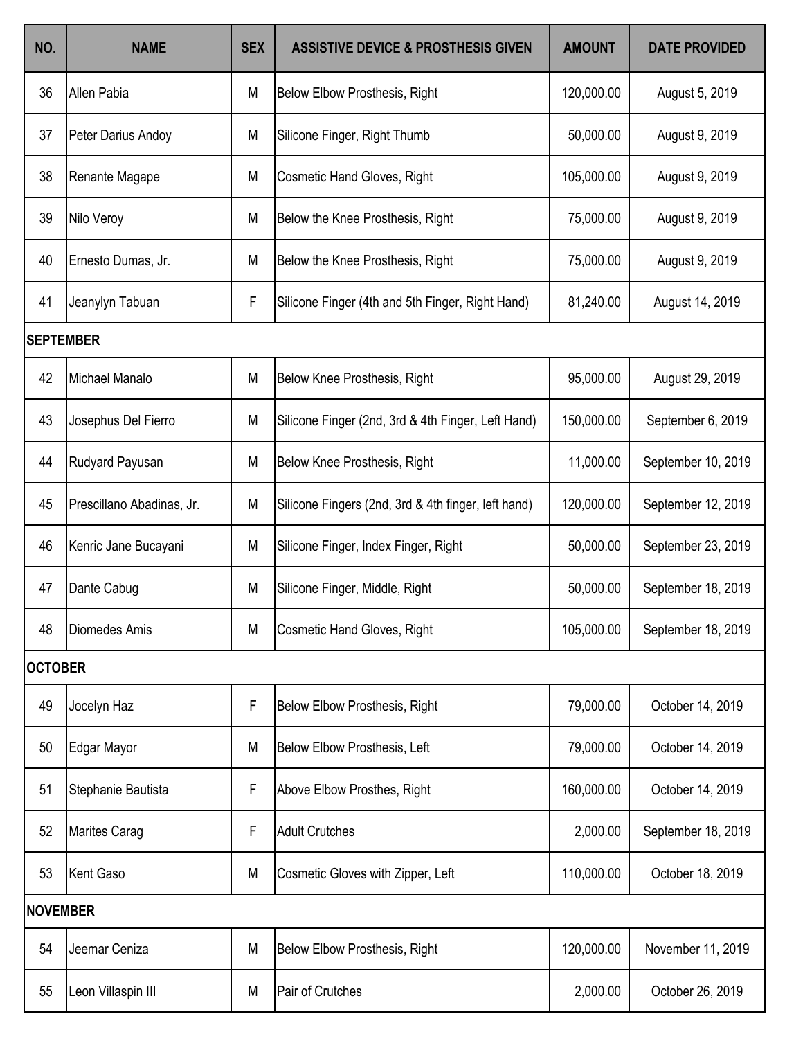| NO. | NAME | SEX | ASSISTIVE DEVICE & PROSTHESIS GIVEN | AMOUNT | DATE PROVIDED |
| --- | --- | --- | --- | --- | --- |
| 36 | Allen Pabia | M | Below Elbow Prosthesis, Right | 120,000.00 | August 5, 2019 |
| 37 | Peter Darius Andoy | M | Silicone Finger, Right Thumb | 50,000.00 | August 9, 2019 |
| 38 | Renante Magape | M | Cosmetic Hand Gloves, Right | 105,000.00 | August 9, 2019 |
| 39 | Nilo Veroy | M | Below the Knee Prosthesis, Right | 75,000.00 | August 9, 2019 |
| 40 | Ernesto Dumas, Jr. | M | Below the Knee Prosthesis, Right | 75,000.00 | August 9, 2019 |
| 41 | Jeanylyn Tabuan | F | Silicone Finger (4th and 5th Finger, Right Hand) | 81,240.00 | August 14, 2019 |
| **SEPTEMBER** | | | | | |
| 42 | Michael Manalo | M | Below Knee Prosthesis, Right | 95,000.00 | August 29, 2019 |
| 43 | Josephus Del Fierro | M | Silicone Finger (2nd, 3rd & 4th Finger, Left Hand) | 150,000.00 | September 6, 2019 |
| 44 | Rudyard Payusan | M | Below Knee Prosthesis, Right | 11,000.00 | September 10, 2019 |
| 45 | Prescillano Abadinas, Jr. | M | Silicone Fingers (2nd, 3rd & 4th finger, left hand) | 120,000.00 | September 12, 2019 |
| 46 | Kenric Jane Bucayani | M | Silicone Finger, Index Finger, Right | 50,000.00 | September 23, 2019 |
| 47 | Dante Cabug | M | Silicone Finger, Middle, Right | 50,000.00 | September 18, 2019 |
| 48 | Diomedes Amis | M | Cosmetic Hand Gloves, Right | 105,000.00 | September 18, 2019 |
| **OCTOBER** | | | | | |
| 49 | Jocelyn Haz | F | Below Elbow Prosthesis, Right | 79,000.00 | October 14, 2019 |
| 50 | Edgar Mayor | M | Below Elbow Prosthesis, Left | 79,000.00 | October 14, 2019 |
| 51 | Stephanie Bautista | F | Above Elbow Prosthes, Right | 160,000.00 | October 14, 2019 |
| 52 | Marites Carag | F | Adult Crutches | 2,000.00 | September 18, 2019 |
| 53 | Kent Gaso | M | Cosmetic Gloves with Zipper, Left | 110,000.00 | October 18, 2019 |
| **NOVEMBER** | | | | | |
| 54 | Jeemar Ceniza | M | Below Elbow Prosthesis, Right | 120,000.00 | November 11, 2019 |
| 55 | Leon Villaspin III | M | Pair of Crutches | 2,000.00 | October 26, 2019 |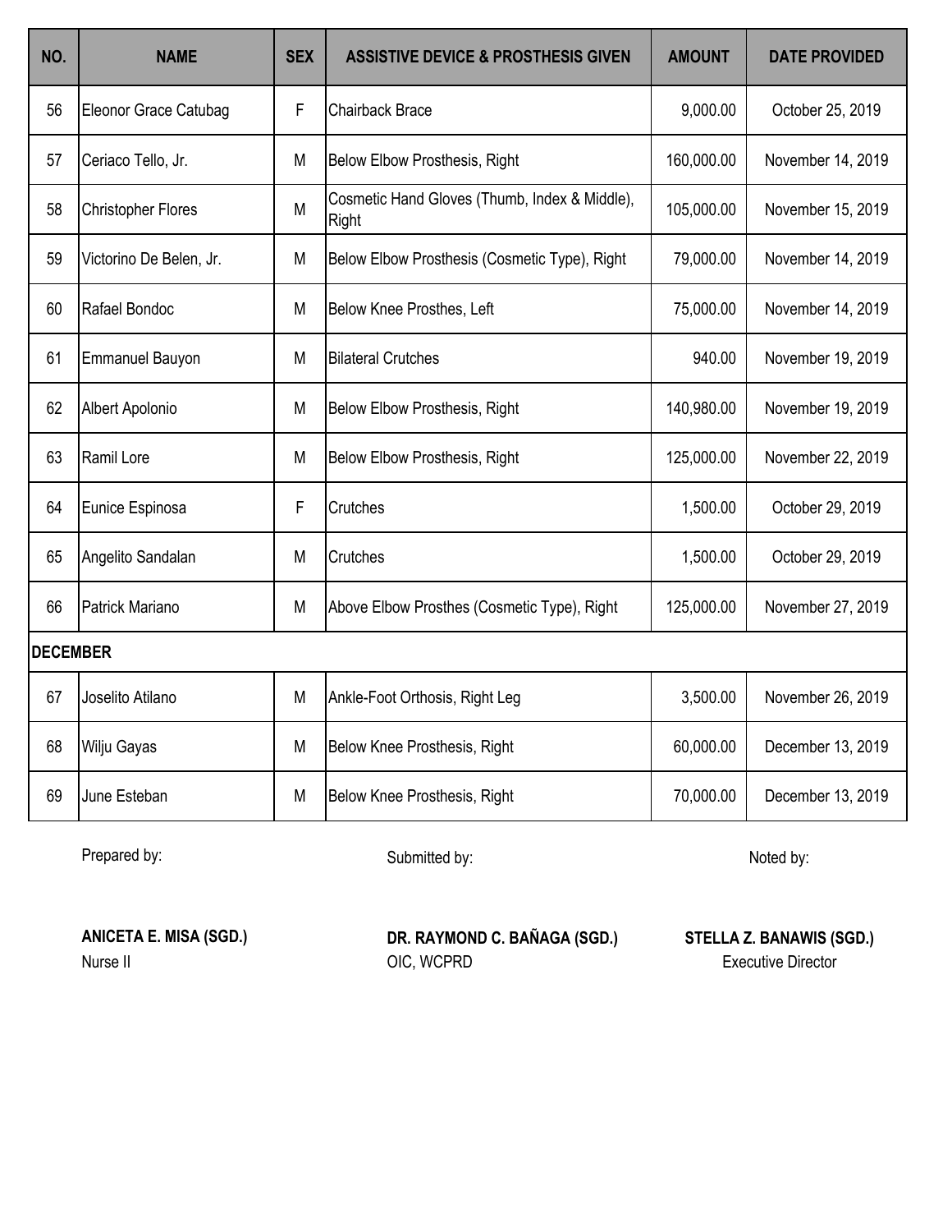| NO. | NAME | SEX | ASSISTIVE DEVICE & PROSTHESIS GIVEN | AMOUNT | DATE PROVIDED |
|---|---|---|---|---|---|
| 56 | Eleonor Grace Catubag | F | Chairback Brace | 9,000.00 | October 25, 2019 |
| 57 | Ceriaco Tello, Jr. | M | Below Elbow Prosthesis, Right | 160,000.00 | November 14, 2019 |
| 58 | Christopher Flores | M | Cosmetic Hand Gloves (Thumb, Index & Middle), Right | 105,000.00 | November 15, 2019 |
| 59 | Victorino De Belen, Jr. | M | Below Elbow Prosthesis (Cosmetic Type), Right | 79,000.00 | November 14, 2019 |
| 60 | Rafael Bondoc | M | Below Knee Prosthes, Left | 75,000.00 | November 14, 2019 |
| 61 | Emmanuel Bauyon | M | Bilateral Crutches | 940.00 | November 19, 2019 |
| 62 | Albert Apolonio | M | Below Elbow Prosthesis, Right | 140,980.00 | November 19, 2019 |
| 63 | Ramil Lore | M | Below Elbow Prosthesis, Right | 125,000.00 | November 22, 2019 |
| 64 | Eunice Espinosa | F | Crutches | 1,500.00 | October 29, 2019 |
| 65 | Angelito Sandalan | M | Crutches | 1,500.00 | October 29, 2019 |
| 66 | Patrick Mariano | M | Above Elbow Prosthes (Cosmetic Type), Right | 125,000.00 | November 27, 2019 |
| **DECEMBER** | | | | | |
| 67 | Joselito Atilano | M | Ankle-Foot Orthosis, Right Leg | 3,500.00 | November 26, 2019 |
| 68 | Wilju Gayas | M | Below Knee Prosthesis, Right | 60,000.00 | December 13, 2019 |
| 69 | June Esteban | M | Below Knee Prosthesis, Right | 70,000.00 | December 13, 2019 |

Prepared by:

**ANICETA E. MISA (SGD.)**
Nurse II

Submitted by:

**DR. RAYMOND C. BAÑAGA (SGD.)**
OIC, WCPRD

Noted by:

**STELLA Z. BANAWIS (SGD.)**
Executive Director